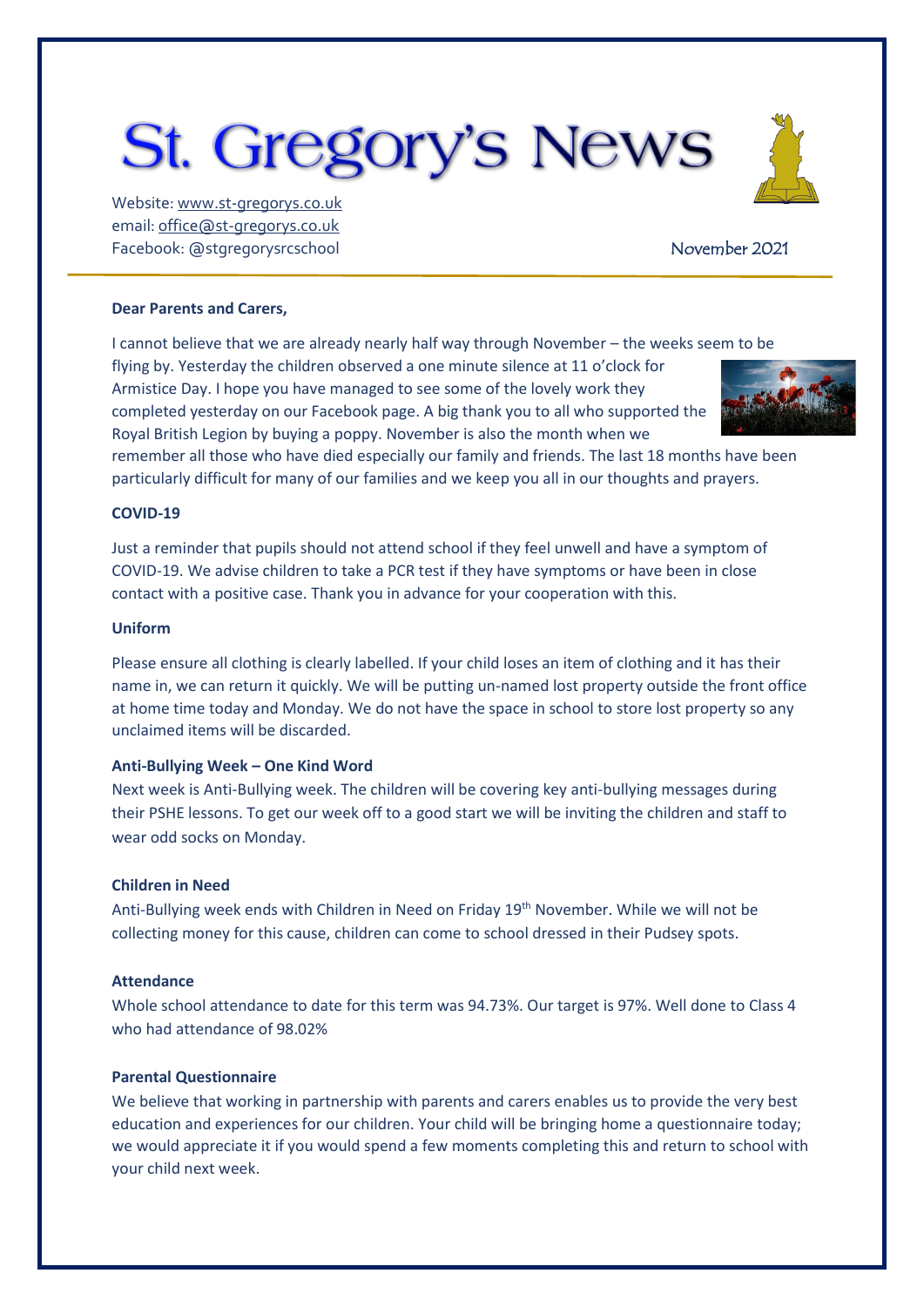# St. Gregory's News

Website: www.st-gregorys.co.uk
email: office@st-gregorys.co.uk
Facebook: @stgregorysrcschool

November 2021

**Dear Parents and Carers,**

I cannot believe that we are already nearly half way through November – the weeks seem to be flying by. Yesterday the children observed a one minute silence at 11 o'clock for Armistice Day. I hope you have managed to see some of the lovely work they completed yesterday on our Facebook page. A big thank you to all who supported the Royal British Legion by buying a poppy. November is also the month when we remember all those who have died especially our family and friends. The last 18 months have been particularly difficult for many of our families and we keep you all in our thoughts and prayers.

**COVID-19**

Just a reminder that pupils should not attend school if they feel unwell and have a symptom of COVID-19. We advise children to take a PCR test if they have symptoms or have been in close contact with a positive case. Thank you in advance for your cooperation with this.

**Uniform**

Please ensure all clothing is clearly labelled. If your child loses an item of clothing and it has their name in, we can return it quickly. We will be putting un-named lost property outside the front office at home time today and Monday. We do not have the space in school to store lost property so any unclaimed items will be discarded.

**Anti-Bullying Week – One Kind Word**

Next week is Anti-Bullying week. The children will be covering key anti-bullying messages during their PSHE lessons. To get our week off to a good start we will be inviting the children and staff to wear odd socks on Monday.

**Children in Need**

Anti-Bullying week ends with Children in Need on Friday 19th November. While we will not be collecting money for this cause, children can come to school dressed in their Pudsey spots.

**Attendance**

Whole school attendance to date for this term was 94.73%. Our target is 97%. Well done to Class 4 who had attendance of 98.02%

**Parental Questionnaire**

We believe that working in partnership with parents and carers enables us to provide the very best education and experiences for our children. Your child will be bringing home a questionnaire today; we would appreciate it if you would spend a few moments completing this and return to school with your child next week.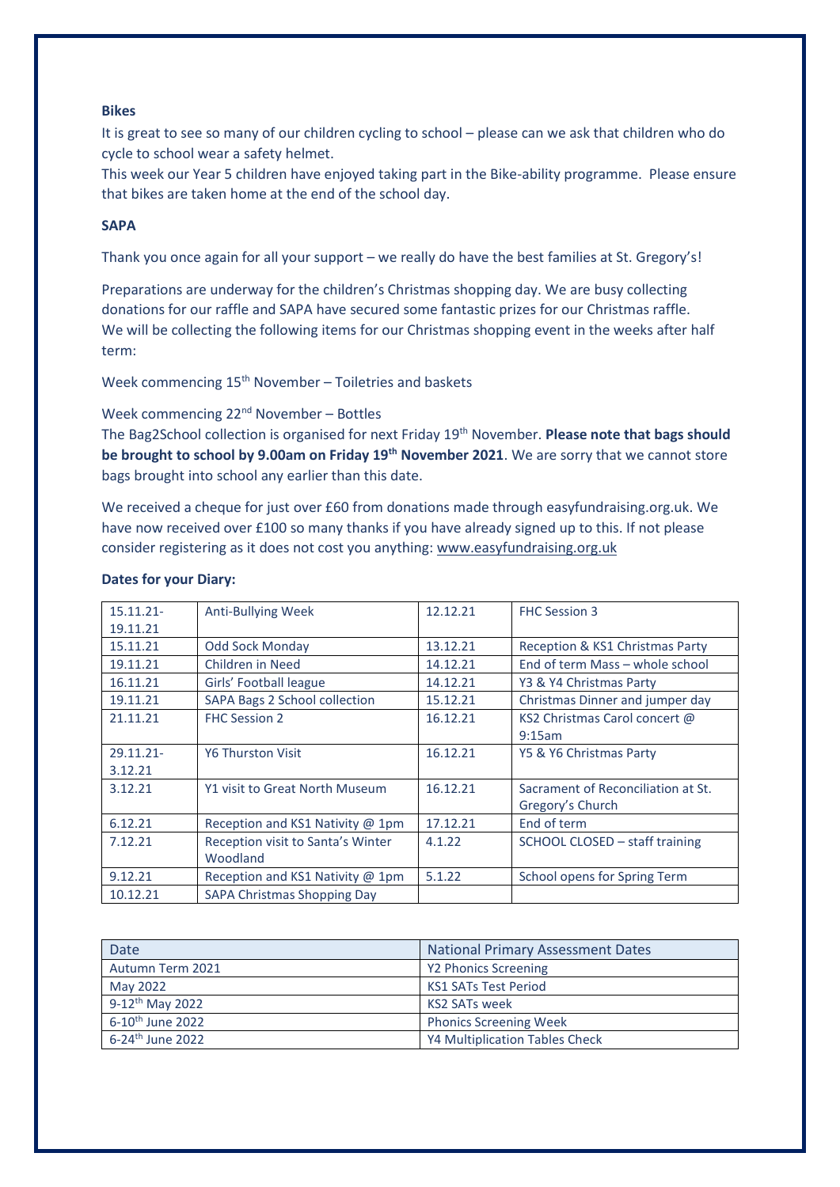**Bikes**

It is great to see so many of our children cycling to school – please can we ask that children who do cycle to school wear a safety helmet.

This week our Year 5 children have enjoyed taking part in the Bike-ability programme. Please ensure that bikes are taken home at the end of the school day.

**SAPA**

Thank you once again for all your support – we really do have the best families at St. Gregory's!

Preparations are underway for the children's Christmas shopping day. We are busy collecting donations for our raffle and SAPA have secured some fantastic prizes for our Christmas raffle. We will be collecting the following items for our Christmas shopping event in the weeks after half term:

Week commencing 15th November – Toiletries and baskets

Week commencing 22nd November – Bottles

The Bag2School collection is organised for next Friday 19th November. **Please note that bags should be brought to school by 9.00am on Friday 19th November 2021**. We are sorry that we cannot store bags brought into school any earlier than this date.

We received a cheque for just over £60 from donations made through easyfundraising.org.uk. We have now received over £100 so many thanks if you have already signed up to this. If not please consider registering as it does not cost you anything: www.easyfundraising.org.uk

**Dates for your Diary:**

| | | | |
|---|---|---|---|
| 15.11.21-19.11.21 | Anti-Bullying Week | 12.12.21 | FHC Session 3 |
| 15.11.21 | Odd Sock Monday | 13.12.21 | Reception & KS1 Christmas Party |
| 19.11.21 | Children in Need | 14.12.21 | End of term Mass – whole school |
| 16.11.21 | Girls' Football league | 14.12.21 | Y3 & Y4 Christmas Party |
| 19.11.21 | SAPA Bags 2 School collection | 15.12.21 | Christmas Dinner and jumper day |
| 21.11.21 | FHC Session 2 | 16.12.21 | KS2 Christmas Carol concert @ 9:15am |
| 29.11.21-3.12.21 | Y6 Thurston Visit | 16.12.21 | Y5 & Y6 Christmas Party |
| 3.12.21 | Y1 visit to Great North Museum | 16.12.21 | Sacrament of Reconciliation at St. Gregory's Church |
| 6.12.21 | Reception and KS1 Nativity @ 1pm | 17.12.21 | End of term |
| 7.12.21 | Reception visit to Santa's Winter Woodland | 4.1.22 | SCHOOL CLOSED – staff training |
| 9.12.21 | Reception and KS1 Nativity @ 1pm | 5.1.22 | School opens for Spring Term |
| 10.12.21 | SAPA Christmas Shopping Day | | |

| Date | National Primary Assessment Dates |
|---|---|
| Autumn Term 2021 | Y2 Phonics Screening |
| May 2022 | KS1 SATs Test Period |
| 9-12th May 2022 | KS2 SATs week |
| 6-10th June 2022 | Phonics Screening Week |
| 6-24th June 2022 | Y4 Multiplication Tables Check |